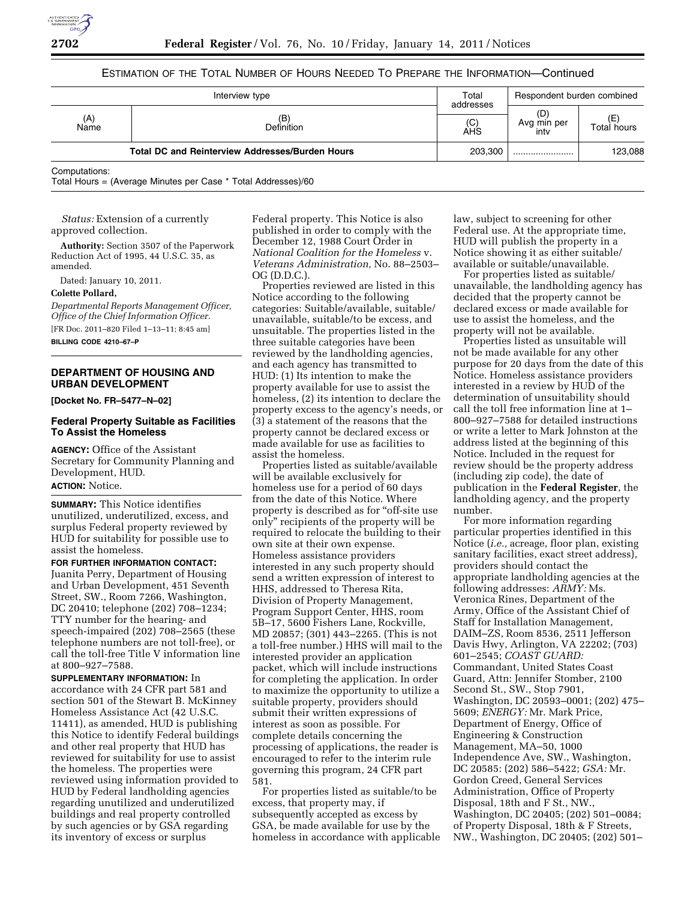ESTIMATION OF THE TOTAL NUMBER OF HOURS NEEDED TO PREPARE THE INFORMATION—Continued

| Interview type | | Total addresses | Respondent burden combined | |
|---|---|---|---|---|
| (A) Name | (B) Definition | (C) AHS | (D) Avg min per intv | (E) Total hours |
| **Total DC and Reinterview Addresses/Burden Hours** | | 203,300 | ........................ | 123,088 |

Computations:
Total Hours = (Average Minutes per Case * Total Addresses)/60

*Status:* Extension of a currently approved collection.

**Authority:** Section 3507 of the Paperwork Reduction Act of 1995, 44 U.S.C. 35, as amended.

Dated: January 10, 2011.

**Colette Pollard,**

*Departmental Reports Management Officer, Office of the Chief Information Officer.*

[FR Doc. 2011–820 Filed 1–13–11; 8:45 am]

**BILLING CODE 4210–67–P**

## DEPARTMENT OF HOUSING AND URBAN DEVELOPMENT

**[Docket No. FR–5477–N–02]**

### Federal Property Suitable as Facilities To Assist the Homeless

**AGENCY:** Office of the Assistant Secretary for Community Planning and Development, HUD.

**ACTION:** Notice.

**SUMMARY:** This Notice identifies unutilized, underutilized, excess, and surplus Federal property reviewed by HUD for suitability for possible use to assist the homeless.

**FOR FURTHER INFORMATION CONTACT:** Juanita Perry, Department of Housing and Urban Development, 451 Seventh Street, SW., Room 7266, Washington, DC 20410; telephone (202) 708–1234; TTY number for the hearing- and speech-impaired (202) 708–2565 (these telephone numbers are not toll-free), or call the toll-free Title V information line at 800–927–7588.

**SUPPLEMENTARY INFORMATION:** In accordance with 24 CFR part 581 and section 501 of the Stewart B. McKinney Homeless Assistance Act (42 U.S.C. 11411), as amended, HUD is publishing this Notice to identify Federal buildings and other real property that HUD has reviewed for suitability for use to assist the homeless. The properties were reviewed using information provided to HUD by Federal landholding agencies regarding unutilized and underutilized buildings and real property controlled by such agencies or by GSA regarding its inventory of excess or surplus Federal property. This Notice is also published in order to comply with the December 12, 1988 Court Order in *National Coalition for the Homeless* v. *Veterans Administration,* No. 88–2503–OG (D.D.C.).

Properties reviewed are listed in this Notice according to the following categories: Suitable/available, suitable/unavailable, suitable/to be excess, and unsuitable. The properties listed in the three suitable categories have been reviewed by the landholding agencies, and each agency has transmitted to HUD: (1) Its intention to make the property available for use to assist the homeless, (2) its intention to declare the property excess to the agency's needs, or (3) a statement of the reasons that the property cannot be declared excess or made available for use as facilities to assist the homeless.

Properties listed as suitable/available will be available exclusively for homeless use for a period of 60 days from the date of this Notice. Where property is described as for "off-site use only" recipients of the property will be required to relocate the building to their own site at their own expense. Homeless assistance providers interested in any such property should send a written expression of interest to HHS, addressed to Theresa Rita, Division of Property Management, Program Support Center, HHS, room 5B–17, 5600 Fishers Lane, Rockville, MD 20857; (301) 443–2265. (This is not a toll-free number.) HHS will mail to the interested provider an application packet, which will include instructions for completing the application. In order to maximize the opportunity to utilize a suitable property, providers should submit their written expressions of interest as soon as possible. For complete details concerning the processing of applications, the reader is encouraged to refer to the interim rule governing this program, 24 CFR part 581.

For properties listed as suitable/to be excess, that property may, if subsequently accepted as excess by GSA, be made available for use by the homeless in accordance with applicable law, subject to screening for other Federal use. At the appropriate time, HUD will publish the property in a Notice showing it as either suitable/available or suitable/unavailable.

For properties listed as suitable/unavailable, the landholding agency has decided that the property cannot be declared excess or made available for use to assist the homeless, and the property will not be available.

Properties listed as unsuitable will not be made available for any other purpose for 20 days from the date of this Notice. Homeless assistance providers interested in a review by HUD of the determination of unsuitability should call the toll free information line at 1–800–927–7588 for detailed instructions or write a letter to Mark Johnston at the address listed at the beginning of this Notice. Included in the request for review should be the property address (including zip code), the date of publication in the **Federal Register**, the landholding agency, and the property number.

For more information regarding particular properties identified in this Notice (*i.e.,* acreage, floor plan, existing sanitary facilities, exact street address), providers should contact the appropriate landholding agencies at the following addresses: *ARMY:* Ms. Veronica Rines, Department of the Army, Office of the Assistant Chief of Staff for Installation Management, DAIM–ZS, Room 8536, 2511 Jefferson Davis Hwy, Arlington, VA 22202; (703) 601–2545; *COAST GUARD:* Commandant, United States Coast Guard, Attn: Jennifer Stomber, 2100 Second St., SW., Stop 7901, Washington, DC 20593–0001; (202) 475–5609; *ENERGY:* Mr. Mark Price, Department of Energy, Office of Engineering & Construction Management, MA–50, 1000 Independence Ave, SW., Washington, DC 20585: (202) 586–5422; *GSA:* Mr. Gordon Creed, General Services Administration, Office of Property Disposal, 18th and F St., NW., Washington, DC 20405; (202) 501–0084; of Property Disposal, 18th & F Streets, NW., Washington, DC 20405; (202) 501–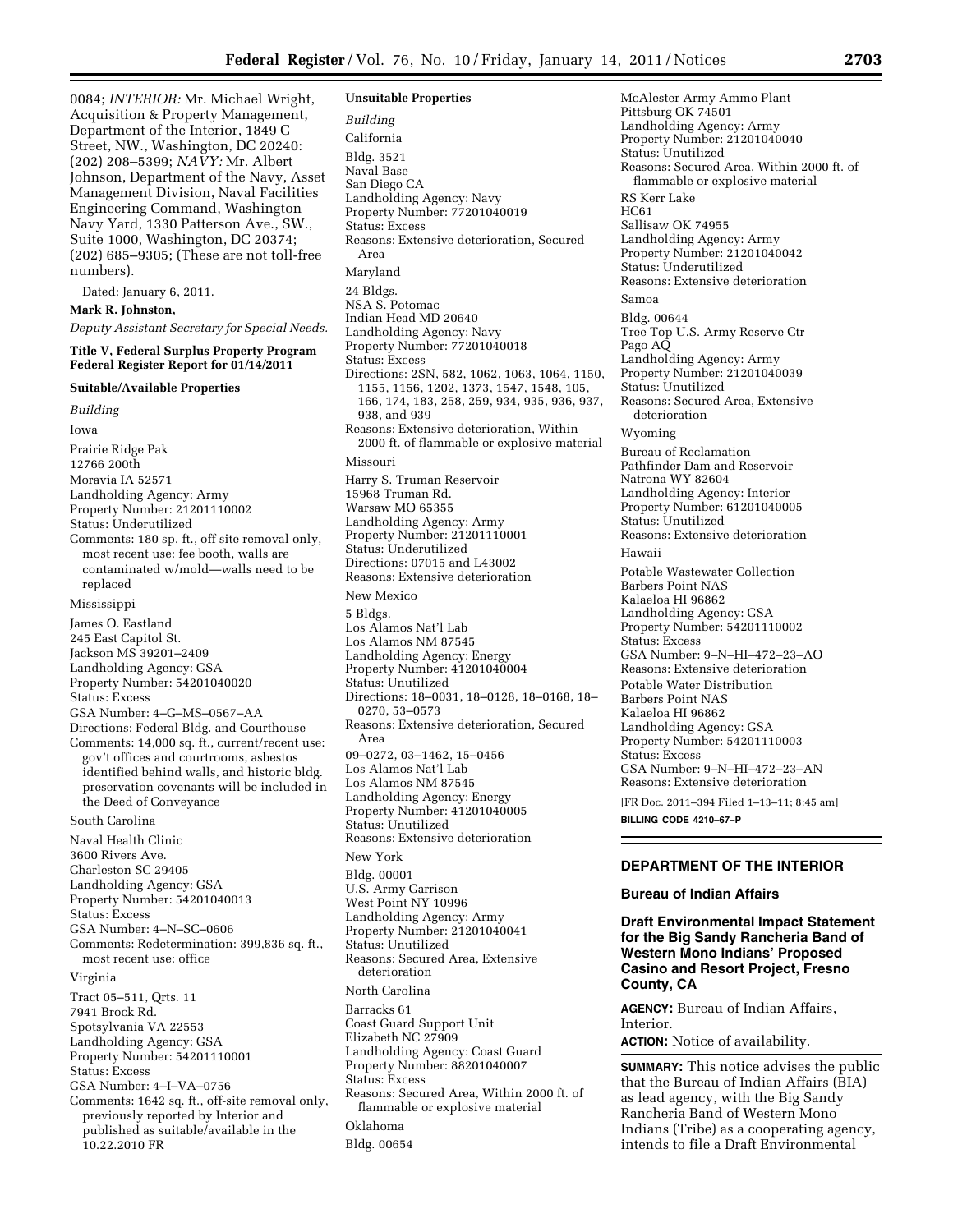0084; *INTERIOR:* Mr. Michael Wright, Acquisition & Property Management, Department of the Interior, 1849 C Street, NW., Washington, DC 20240: (202) 208–5399; *NAVY:* Mr. Albert Johnson, Department of the Navy, Asset Management Division, Naval Facilities Engineering Command, Washington Navy Yard, 1330 Patterson Ave., SW., Suite 1000, Washington, DC 20374; (202) 685–9305; (These are not toll-free numbers).

Dated: January 6, 2011.

**Mark R. Johnston,**

*Deputy Assistant Secretary for Special Needs.*

**Title V, Federal Surplus Property Program Federal Register Report for 01/14/2011**

**Suitable/Available Properties**

*Building*

Iowa

Prairie Ridge Pak
12766 200th
Moravia IA 52571
Landholding Agency: Army
Property Number: 21201110002
Status: Underutilized
Comments: 180 sp. ft., off site removal only, most recent use: fee booth, walls are contaminated w/mold—walls need to be replaced

Mississippi

James O. Eastland
245 East Capitol St.
Jackson MS 39201–2409
Landholding Agency: GSA
Property Number: 54201040020
Status: Excess
GSA Number: 4–G–MS–0567–AA
Directions: Federal Bldg. and Courthouse
Comments: 14,000 sq. ft., current/recent use: gov't offices and courtrooms, asbestos identified behind walls, and historic bldg. preservation covenants will be included in the Deed of Conveyance

South Carolina

Naval Health Clinic
3600 Rivers Ave.
Charleston SC 29405
Landholding Agency: GSA
Property Number: 54201040013
Status: Excess
GSA Number: 4–N–SC–0606
Comments: Redetermination: 399,836 sq. ft., most recent use: office

Virginia

Tract 05–511, Qrts. 11
7941 Brock Rd.
Spotsylvania VA 22553
Landholding Agency: GSA
Property Number: 54201110001
Status: Excess
GSA Number: 4–I–VA–0756
Comments: 1642 sq. ft., off-site removal only, previously reported by Interior and published as suitable/available in the 10.22.2010 FR

**Unsuitable Properties**

*Building*

California

Bldg. 3521
Naval Base
San Diego CA
Landholding Agency: Navy
Property Number: 77201040019
Status: Excess
Reasons: Extensive deterioration, Secured Area

Maryland

24 Bldgs.
NSA S. Potomac
Indian Head MD 20640
Landholding Agency: Navy
Property Number: 77201040018
Status: Excess
Directions: 2SN, 582, 1062, 1063, 1064, 1150, 1155, 1156, 1202, 1373, 1547, 1548, 105, 166, 174, 183, 258, 259, 934, 935, 936, 937, 938, and 939
Reasons: Extensive deterioration, Within 2000 ft. of flammable or explosive material

Missouri

Harry S. Truman Reservoir
15968 Truman Rd.
Warsaw MO 65355
Landholding Agency: Army
Property Number: 21201110001
Status: Underutilized
Directions: 07015 and L43002
Reasons: Extensive deterioration

New Mexico

5 Bldgs.
Los Alamos Nat'l Lab
Los Alamos NM 87545
Landholding Agency: Energy
Property Number: 41201040004
Status: Unutilized
Directions: 18–0031, 18–0128, 18–0168, 18–0270, 53–0573
Reasons: Extensive deterioration, Secured Area

09–0272, 03–1462, 15–0456
Los Alamos Nat'l Lab
Los Alamos NM 87545
Landholding Agency: Energy
Property Number: 41201040005
Status: Unutilized
Reasons: Extensive deterioration

New York

Bldg. 00001
U.S. Army Garrison
West Point NY 10996
Landholding Agency: Army
Property Number: 21201040041
Status: Unutilized
Reasons: Secured Area, Extensive deterioration

North Carolina

Barracks 61
Coast Guard Support Unit
Elizabeth NC 27909
Landholding Agency: Coast Guard
Property Number: 88201040007
Status: Excess
Reasons: Secured Area, Within 2000 ft. of flammable or explosive material

Oklahoma

Bldg. 00654
McAlester Army Ammo Plant
Pittsburg OK 74501
Landholding Agency: Army
Property Number: 21201040040
Status: Unutilized
Reasons: Secured Area, Within 2000 ft. of flammable or explosive material

RS Kerr Lake
HC61
Sallisaw OK 74955
Landholding Agency: Army
Property Number: 21201040042
Status: Underutilized
Reasons: Extensive deterioration

Samoa

Bldg. 00644
Tree Top U.S. Army Reserve Ctr
Pago AQ
Landholding Agency: Army
Property Number: 21201040039
Status: Unutilized
Reasons: Secured Area, Extensive deterioration

Wyoming

Bureau of Reclamation
Pathfinder Dam and Reservoir
Natrona WY 82604
Landholding Agency: Interior
Property Number: 61201040005
Status: Unutilized
Reasons: Extensive deterioration

Hawaii

Potable Wastewater Collection
Barbers Point NAS
Kalaeloa HI 96862
Landholding Agency: GSA
Property Number: 54201110002
Status: Excess
GSA Number: 9–N–HI–472–23–AO
Reasons: Extensive deterioration

Potable Water Distribution
Barbers Point NAS
Kalaeloa HI 96862
Landholding Agency: GSA
Property Number: 54201110003
Status: Excess
GSA Number: 9–N–HI–472–23–AN
Reasons: Extensive deterioration

[FR Doc. 2011–394 Filed 1–13–11; 8:45 am]

**BILLING CODE 4210–67–P**

## DEPARTMENT OF THE INTERIOR

### Bureau of Indian Affairs

### Draft Environmental Impact Statement for the Big Sandy Rancheria Band of Western Mono Indians' Proposed Casino and Resort Project, Fresno County, CA

**AGENCY:** Bureau of Indian Affairs, Interior.

**ACTION:** Notice of availability.

**SUMMARY:** This notice advises the public that the Bureau of Indian Affairs (BIA) as lead agency, with the Big Sandy Rancheria Band of Western Mono Indians (Tribe) as a cooperating agency, intends to file a Draft Environmental